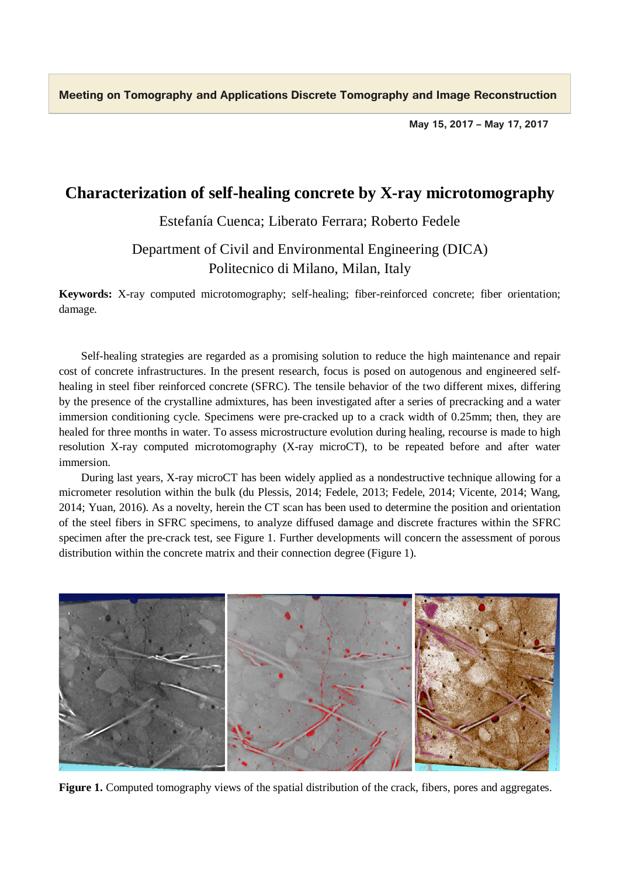Meeting on Tomography and Applications Discrete Tomography and Image Reconstruction

May 15, 2017 – May 17, 2017

# Characterization of self-healing concrete by X-ray microtomography

Estefanía Cuenca; Liberato Ferrara; Roberto Fedele

Department of Civil and Environmental Engineering (DICA)
Politecnico di Milano, Milan, Italy

**Keywords:** X-ray computed microtomography; self-healing; fiber-reinforced concrete; fiber orientation; damage.

Self-healing strategies are regarded as a promising solution to reduce the high maintenance and repair cost of concrete infrastructures. In the present research, focus is posed on autogenous and engineered self-healing in steel fiber reinforced concrete (SFRC). The tensile behavior of the two different mixes, differing by the presence of the crystalline admixtures, has been investigated after a series of precracking and a water immersion conditioning cycle. Specimens were pre-cracked up to a crack width of 0.25mm; then, they are healed for three months in water. To assess microstructure evolution during healing, recourse is made to high resolution X-ray computed microtomography (X-ray microCT), to be repeated before and after water immersion.

During last years, X-ray microCT has been widely applied as a nondestructive technique allowing for a micrometer resolution within the bulk (du Plessis, 2014; Fedele, 2013; Fedele, 2014; Vicente, 2014; Wang, 2014; Yuan, 2016). As a novelty, herein the CT scan has been used to determine the position and orientation of the steel fibers in SFRC specimens, to analyze diffused damage and discrete fractures within the SFRC specimen after the pre-crack test, see Figure 1. Further developments will concern the assessment of porous distribution within the concrete matrix and their connection degree (Figure 1).

**Figure 1.** Computed tomography views of the spatial distribution of the crack, fibers, pores and aggregates.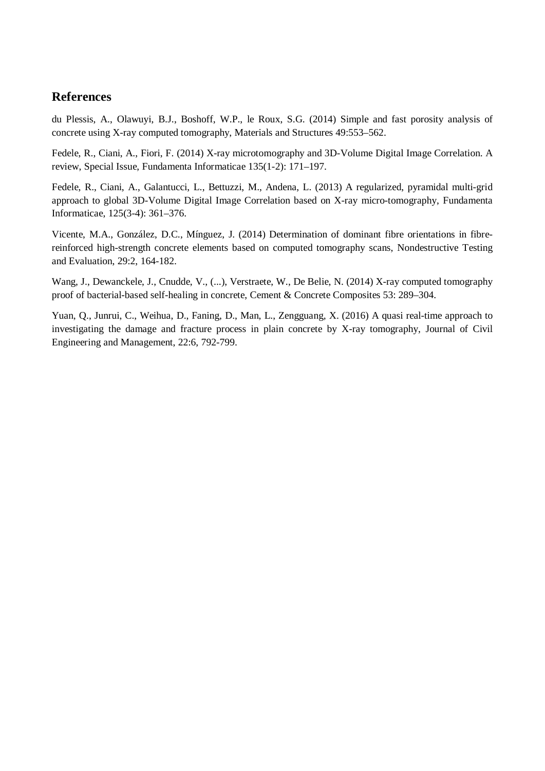## References

du Plessis, A., Olawuyi, B.J., Boshoff, W.P., le Roux, S.G. (2014) Simple and fast porosity analysis of concrete using X-ray computed tomography, Materials and Structures 49:553–562.

Fedele, R., Ciani, A., Fiori, F. (2014) X-ray microtomography and 3D-Volume Digital Image Correlation. A review, Special Issue, Fundamenta Informaticae 135(1-2): 171–197.

Fedele, R., Ciani, A., Galantucci, L., Bettuzzi, M., Andena, L. (2013) A regularized, pyramidal multi-grid approach to global 3D-Volume Digital Image Correlation based on X-ray micro-tomography, Fundamenta Informaticae, 125(3-4): 361–376.

Vicente, M.A., González, D.C., Mínguez, J. (2014) Determination of dominant fibre orientations in fibre-reinforced high-strength concrete elements based on computed tomography scans, Nondestructive Testing and Evaluation, 29:2, 164-182.

Wang, J., Dewanckele, J., Cnudde, V., (...), Verstraete, W., De Belie, N. (2014) X-ray computed tomography proof of bacterial-based self-healing in concrete, Cement & Concrete Composites 53: 289–304.

Yuan, Q., Junrui, C., Weihua, D., Faning, D., Man, L., Zengguang, X. (2016) A quasi real-time approach to investigating the damage and fracture process in plain concrete by X-ray tomography, Journal of Civil Engineering and Management, 22:6, 792-799.